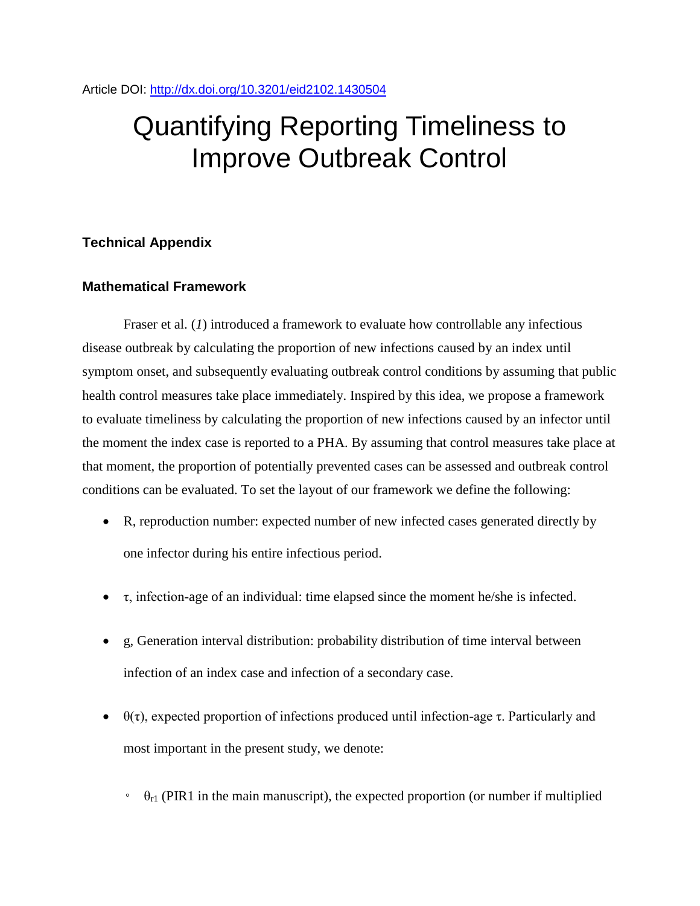Article DOI: http://dx.doi.org/10.3201/eid2102.1430504

# Quantifying Reporting Timeliness to Improve Outbreak Control

## Technical Appendix

### Mathematical Framework

Fraser et al. (*1*) introduced a framework to evaluate how controllable any infectious disease outbreak by calculating the proportion of new infections caused by an index until symptom onset, and subsequently evaluating outbreak control conditions by assuming that public health control measures take place immediately. Inspired by this idea, we propose a framework to evaluate timeliness by calculating the proportion of new infections caused by an infector until the moment the index case is reported to a PHA. By assuming that control measures take place at that moment, the proportion of potentially prevented cases can be assessed and outbreak control conditions can be evaluated. To set the layout of our framework we define the following:

- R, reproduction number: expected number of new infected cases generated directly by one infector during his entire infectious period.
- $\tau$, infection-age of an individual: time elapsed since the moment he/she is infected.
- g, Generation interval distribution: probability distribution of time interval between infection of an index case and infection of a secondary case.
- $\theta(\tau)$, expected proportion of infections produced until infection-age $\tau$. Particularly and most important in the present study, we denote:
    - $\theta_{r1}$ (PIR1 in the main manuscript), the expected proportion (or number if multiplied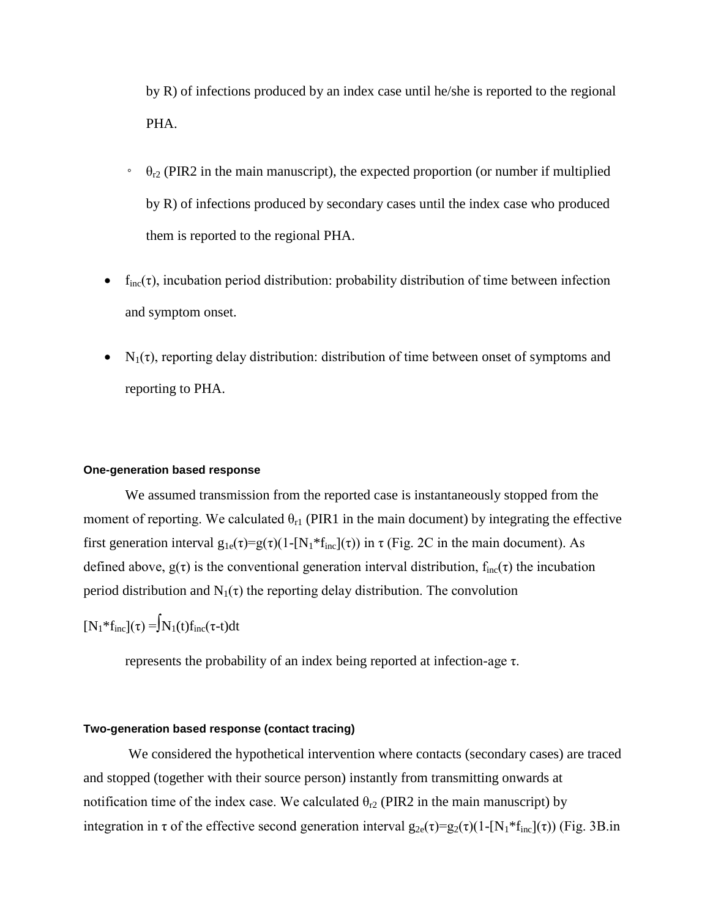by R) of infections produced by an index case until he/she is reported to the regional PHA.

    - $\theta_{r2}$ (PIR2 in the main manuscript), the expected proportion (or number if multiplied by R) of infections produced by secondary cases until the index case who produced them is reported to the regional PHA.

- $f_{inc}(\tau)$, incubation period distribution: probability distribution of time between infection and symptom onset.
- $N_1(\tau)$, reporting delay distribution: distribution of time between onset of symptoms and reporting to PHA.

#### One-generation based response

We assumed transmission from the reported case is instantaneously stopped from the moment of reporting. We calculated $\theta_{r1}$ (PIR1 in the main document) by integrating the effective first generation interval $g_{1e}(\tau)=g(\tau)(1-[N_1*f_{inc}](\tau))$ in $\tau$ (Fig. 2C in the main document). As defined above, $g(\tau)$ is the conventional generation interval distribution, $f_{inc}(\tau)$ the incubation period distribution and $N_1(\tau)$ the reporting delay distribution. The convolution

$$[N_1*f_{inc}](\tau) = \int N_1(t) f_{inc}(\tau-t)dt$$

represents the probability of an index being reported at infection-age $\tau$.

#### Two-generation based response (contact tracing)

We considered the hypothetical intervention where contacts (secondary cases) are traced and stopped (together with their source person) instantly from transmitting onwards at notification time of the index case. We calculated $\theta_{r2}$ (PIR2 in the main manuscript) by integration in $\tau$ of the effective second generation interval $g_{2e}(\tau)=g_2(\tau)(1-[N_1*f_{inc}](\tau))$ (Fig. 3B.in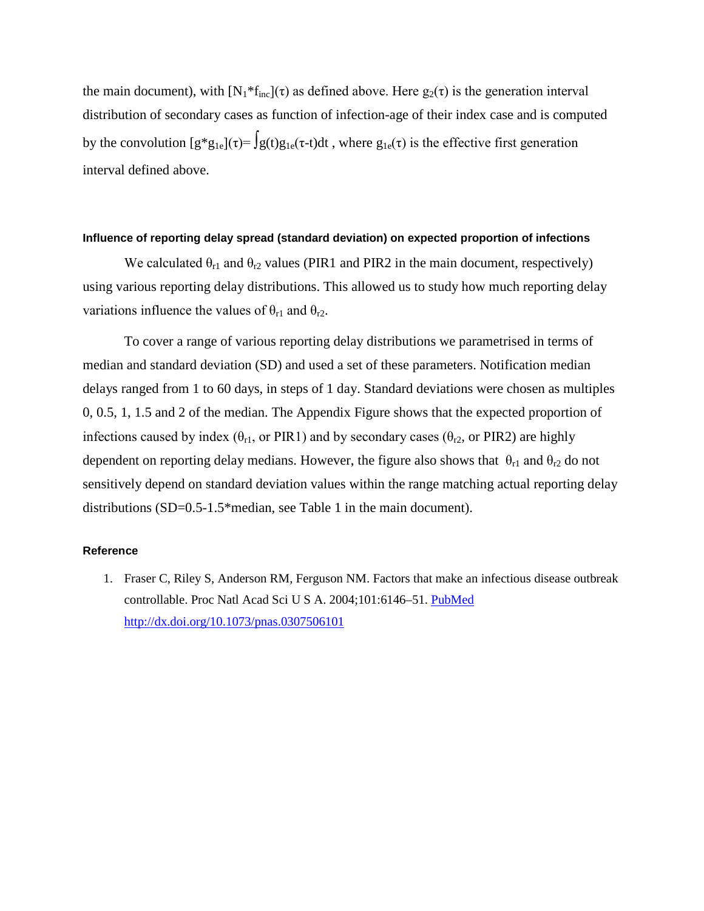the main document), with $[N_1 * f_{inc}](\tau)$ as defined above. Here $g_2(\tau)$ is the generation interval distribution of secondary cases as function of infection-age of their index case and is computed by the convolution $[g * g_{1e}](\tau) = \int g(t) g_{1e}(\tau - t) dt$ , where $g_{1e}(\tau)$ is the effective first generation interval defined above.

#### Influence of reporting delay spread (standard deviation) on expected proportion of infections

We calculated $\theta_{r1}$ and $\theta_{r2}$ values (PIR1 and PIR2 in the main document, respectively) using various reporting delay distributions. This allowed us to study how much reporting delay variations influence the values of $\theta_{r1}$ and $\theta_{r2}$.

To cover a range of various reporting delay distributions we parametrised in terms of median and standard deviation (SD) and used a set of these parameters. Notification median delays ranged from 1 to 60 days, in steps of 1 day. Standard deviations were chosen as multiples 0, 0.5, 1, 1.5 and 2 of the median. The Appendix Figure shows that the expected proportion of infections caused by index ($\theta_{r1}$, or PIR1) and by secondary cases ($\theta_{r2}$, or PIR2) are highly dependent on reporting delay medians. However, the figure also shows that $\theta_{r1}$ and $\theta_{r2}$ do not sensitively depend on standard deviation values within the range matching actual reporting delay distributions (SD=0.5-1.5*median, see Table 1 in the main document).

#### Reference

1. Fraser C, Riley S, Anderson RM, Ferguson NM. Factors that make an infectious disease outbreak controllable. Proc Natl Acad Sci U S A. 2004;101:6146–51. PubMed http://dx.doi.org/10.1073/pnas.0307506101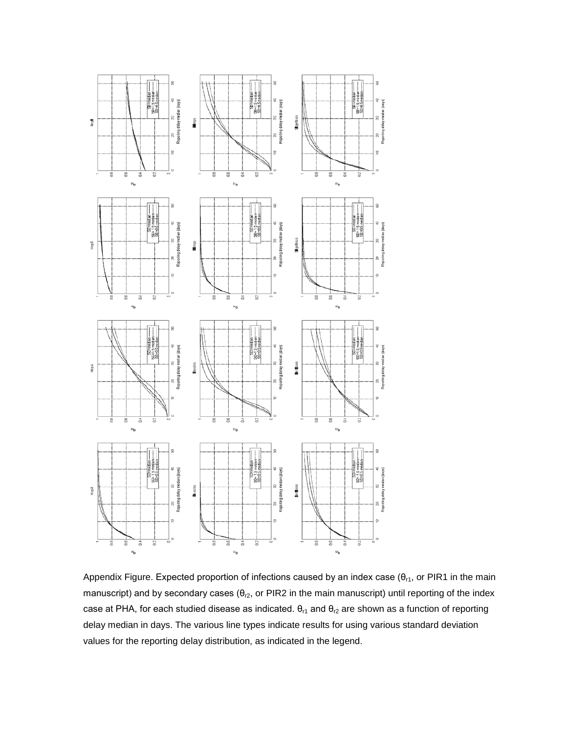HepA

SD=median
SD=1.5 median
SD=0.5 median

Reporting delay median (days)

$\theta_{r1}$

HepA

$\theta_{r2}$

HepB

$\theta_{r1}$

HepB

$\theta_{r2}$

Measles

Mumps

Pertussis

Shigellosis

Appendix Figure. Expected proportion of infections caused by an index case ($\theta_{r1}$, or PIR1 in the main manuscript) and by secondary cases ($\theta_{r2}$, or PIR2 in the main manuscript) until reporting of the index case at PHA, for each studied disease as indicated. $\theta_{r1}$ and $\theta_{r2}$ are shown as a function of reporting delay median in days. The various line types indicate results for using various standard deviation values for the reporting delay distribution, as indicated in the legend.